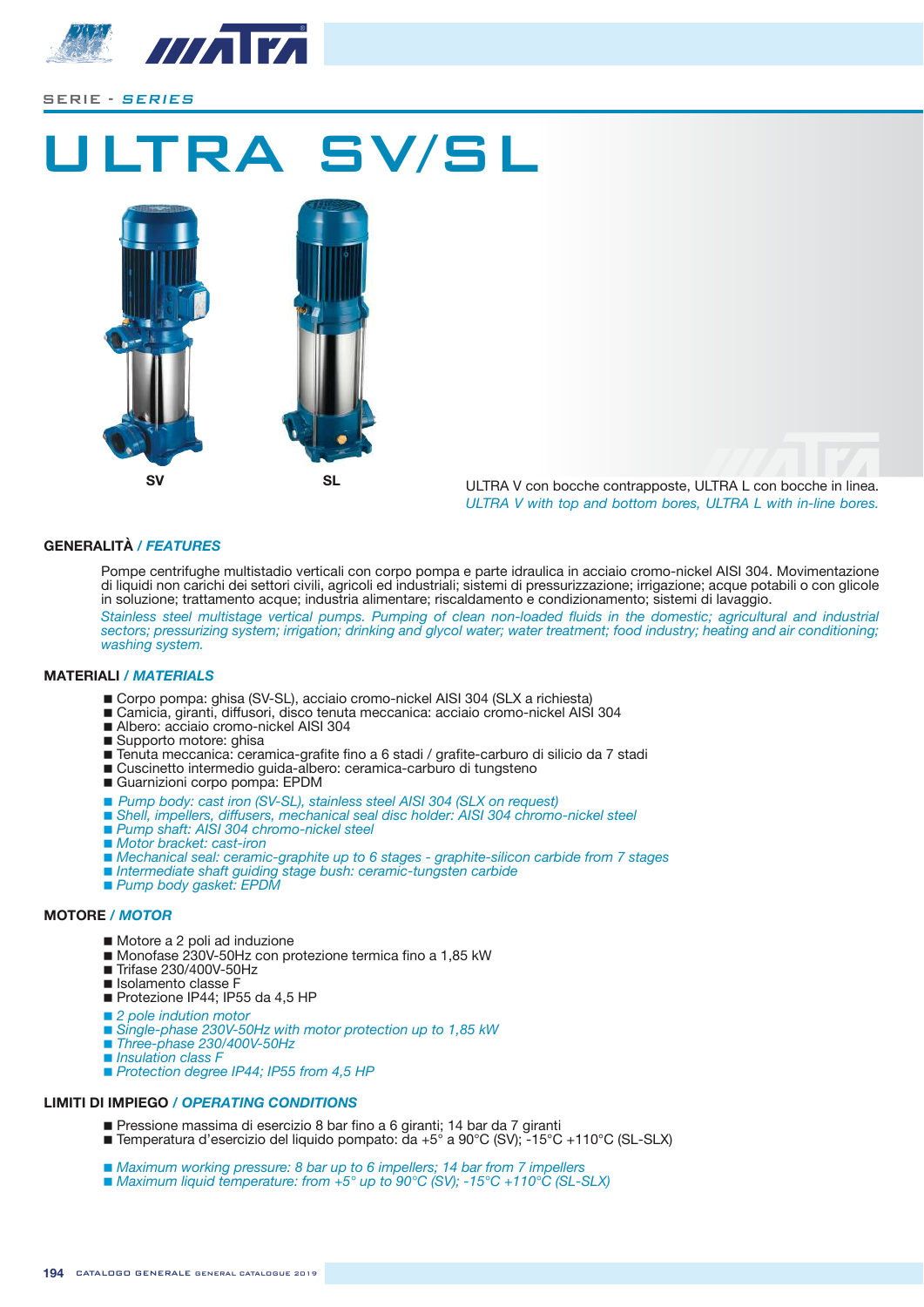SERIE - *SERIES*

# ULTRA SV/SL

SV

SL

ULTRA V con bocche contrapposte, ULTRA L con bocche in linea.
*ULTRA V with top and bottom bores, ULTRA L with in-line bores.*

## GENERALITÀ / *FEATURES*

Pompe centrifughe multistadio verticali con corpo pompa e parte idraulica in acciaio cromo-nickel AISI 304. Movimentazione di liquidi non carichi dei settori civili, agricoli ed industriali; sistemi di pressurizzazione; irrigazione; acque potabili o con glicole in soluzione; trattamento acque; industria alimentare; riscaldamento e condizionamento; sistemi di lavaggio.

*Stainless steel multistage vertical pumps. Pumping of clean non-loaded fluids in the domestic; agricultural and industrial sectors; pressurizing system; irrigation; drinking and glycol water; water treatment; food industry; heating and air conditioning; washing system.*

## MATERIALI / *MATERIALS*

- Corpo pompa: ghisa (SV-SL), acciaio cromo-nickel AISI 304 (SLX a richiesta)
- Camicia, giranti, diffusori, disco tenuta meccanica: acciaio cromo-nickel AISI 304
- Albero: acciaio cromo-nickel AISI 304
- Supporto motore: ghisa
- Tenuta meccanica: ceramica-grafite fino a 6 stadi / grafite-carburo di silicio da 7 stadi
- Cuscinetto intermedio guida-albero: ceramica-carburo di tungsteno
- Guarnizioni corpo pompa: EPDM

- *Pump body: cast iron (SV-SL), stainless steel AISI 304 (SLX on request)*
- *Shell, impellers, diffusers, mechanical seal disc holder: AISI 304 chromo-nickel steel*
- *Pump shaft: AISI 304 chromo-nickel steel*
- *Motor bracket: cast-iron*
- *Mechanical seal: ceramic-graphite up to 6 stages - graphite-silicon carbide from 7 stages*
- *Intermediate shaft guiding stage bush: ceramic-tungsten carbide*
- *Pump body gasket: EPDM*

## MOTORE / *MOTOR*

- Motore a 2 poli ad induzione
- Monofase 230V-50Hz con protezione termica fino a 1,85 kW
- Trifase 230/400V-50Hz
- Isolamento classe F
- Protezione IP44; IP55 da 4,5 HP

- *2 pole indution motor*
- *Single-phase 230V-50Hz with motor protection up to 1,85 kW*
- *Three-phase 230/400V-50Hz*
- *Insulation class F*
- *Protection degree IP44; IP55 from 4,5 HP*

## LIMITI DI IMPIEGO / *OPERATING CONDITIONS*

- Pressione massima di esercizio 8 bar fino a 6 giranti; 14 bar da 7 giranti
- Temperatura d'esercizio del liquido pompato: da +5° a 90°C (SV); -15°C +110°C (SL-SLX)

- *Maximum working pressure: 8 bar up to 6 impellers; 14 bar from 7 impellers*
- *Maximum liquid temperature: from +5° up to 90°C (SV); -15°C +110°C (SL-SLX)*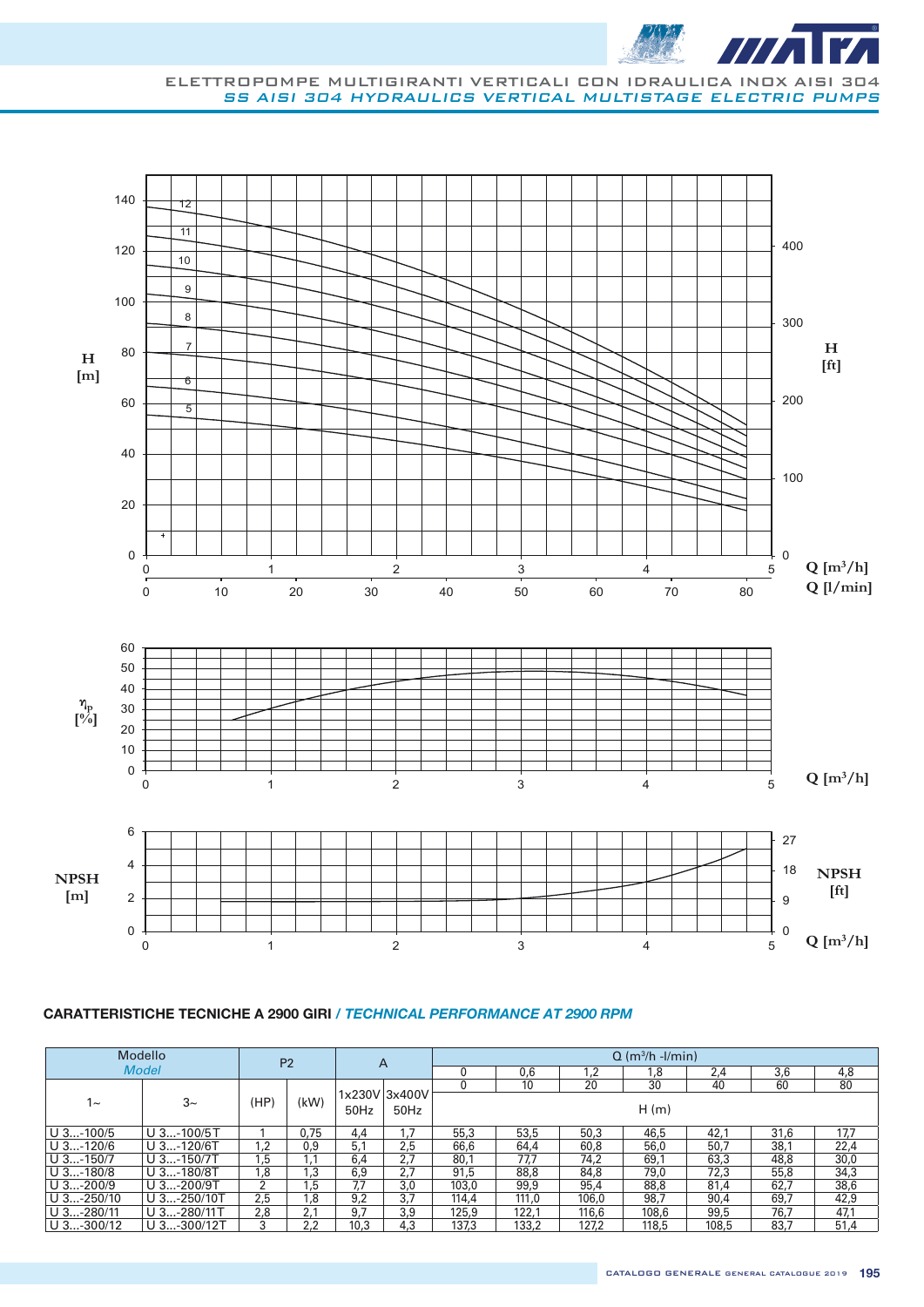ELETTROPOMPE MULTIGIRANTI VERTICALI CON IDRAULICA INOX AISI 304
*SS AISI 304 HYDRAULICS VERTICAL MULTISTAGE ELECTRIC PUMPS*

## CARATTERISTICHE TECNICHE A 2900 GIRI / *TECHNICAL PERFORMANCE AT 2900 RPM*

| Modello *Model* | | P2 | | A | | Q ($m^3$/h -l/min) | | | | | | |
|---|---|---|---|---|---|---|---|---|---|---|---|---|
| | | | | | | 0 | 0,6 | 1,2 | 1,8 | 2,4 | 3,6 | 4,8 |
| | | | | | | 0 | 10 | 20 | 30 | 40 | 60 | 80 |
| 1~ | 3~ | (HP) | (kW) | 1x230V 50Hz | 3x400V 50Hz | H (m) | | | | | | |
| U 3...-100/5 | U 3...-100/5T | 1 | 0,75 | 4,4 | 1,7 | 55,3 | 53,5 | 50,3 | 46,5 | 42,1 | 31,6 | 17,7 |
| U 3...-120/6 | U 3...-120/6T | 1,2 | 0,9 | 5,1 | 2,5 | 66,6 | 64,4 | 60,8 | 56,0 | 50,7 | 38,1 | 22,4 |
| U 3...-150/7 | U 3...-150/7T | 1,5 | 1,1 | 6,4 | 2,7 | 80,1 | 77,7 | 74,2 | 69,1 | 63,3 | 48,8 | 30,0 |
| U 3...-180/8 | U 3...-180/8T | 1,8 | 1,3 | 6,9 | 2,7 | 91,5 | 88,8 | 84,8 | 79,0 | 72,3 | 55,8 | 34,3 |
| U 3...-200/9 | U 3...-200/9T | 2 | 1,5 | 7,7 | 3,0 | 103,0 | 99,9 | 95,4 | 88,8 | 81,4 | 62,7 | 38,6 |
| U 3...-250/10 | U 3...-250/10T | 2,5 | 1,8 | 9,2 | 3,7 | 114,4 | 111,0 | 106,0 | 98,7 | 90,4 | 69,7 | 42,9 |
| U 3...-280/11 | U 3...-280/11T | 2,8 | 2,1 | 9,7 | 3,9 | 125,9 | 122,1 | 116,6 | 108,6 | 99,5 | 76,7 | 47,1 |
| U 3...-300/12 | U 3...-300/12T | 3 | 2,2 | 10,3 | 4,3 | 137,3 | 133,2 | 127,2 | 118,5 | 108,5 | 83,7 | 51,4 |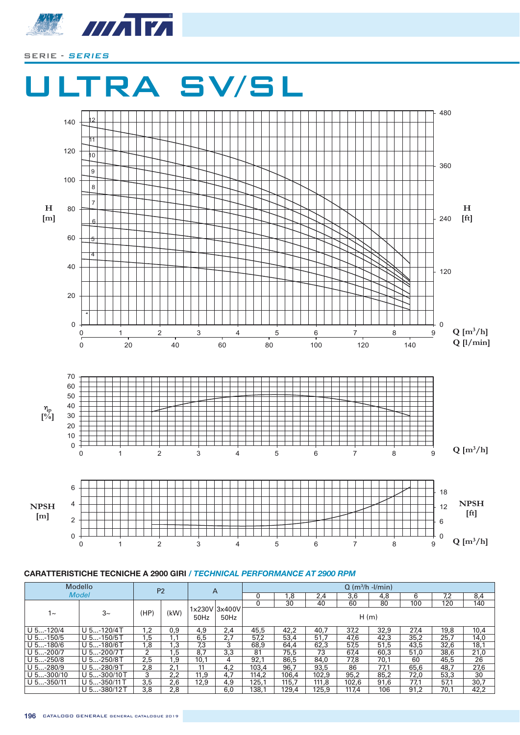SERIE - *SERIES*

# ULTRA SV/SL

### CARATTERISTICHE TECNICHE A 2900 GIRI / *TECHNICAL PERFORMANCE AT 2900 RPM*

| Modello *Model* | | P2 | | A | | Q ($m^3$/h -l/min) | | | | | | | |
|---|---|---|---|---|---|---|---|---|---|---|---|---|---|
| | | | | | | 0 | 1,8 | 2,4 | 3,6 | 4,8 | 6 | 7,2 | 8,4 |
| | | | | | | 0 | 30 | 40 | 60 | 80 | 100 | 120 | 140 |
| 1~ | 3~ | (HP) | (kW) | 1x230V 50Hz | 3x400V 50Hz | H (m) | | | | | | | |
| U 5...-120/4 | U 5...-120/4T | 1,2 | 0,9 | 4,9 | 2,4 | 45,5 | 42,2 | 40,7 | 37,2 | 32,9 | 27,4 | 19,8 | 10,4 |
| U 5...-150/5 | U 5...-150/5T | 1,5 | 1,1 | 6,5 | 2,7 | 57,2 | 53,4 | 51,7 | 47,6 | 42,3 | 35,2 | 25,7 | 14,0 |
| U 5...-180/6 | U 5...-180/6T | 1,8 | 1,3 | 7,3 | 3 | 68,9 | 64,4 | 62,3 | 57,5 | 51,5 | 43,5 | 32,6 | 18,1 |
| U 5...-200/7 | U 5...-200/7T | 2 | 1,5 | 8,7 | 3,3 | 81 | 75,5 | 73 | 67,4 | 60,3 | 51,0 | 38,6 | 21,0 |
| U 5...-250/8 | U 5...-250/8T | 2,5 | 1,9 | 10,1 | 4 | 92,1 | 86,5 | 84,0 | 77,8 | 70,1 | 60 | 45,5 | 26 |
| U 5...-280/9 | U 5...-280/9T | 2,8 | 2,1 | 11 | 4,2 | 103,4 | 96,7 | 93,5 | 86 | 77,1 | 65,6 | 48,7 | 27,6 |
| U 5...-300/10 | U 5...-300/10T | 3 | 2,2 | 11,9 | 4,7 | 114,2 | 106,4 | 102,9 | 95,2 | 85,2 | 72,0 | 53,3 | 30 |
| U 5...-350/11 | U 5...-350/11T | 3,5 | 2,6 | 12,9 | 4,9 | 125,1 | 115,7 | 111,8 | 102,6 | 91,6 | 77,1 | 57,1 | 30,7 |
| | U 5...-380/12T | 3,8 | 2,8 | | 6,0 | 138,1 | 129,4 | 125,9 | 117,4 | 106 | 91,2 | 70,1 | 42,2 |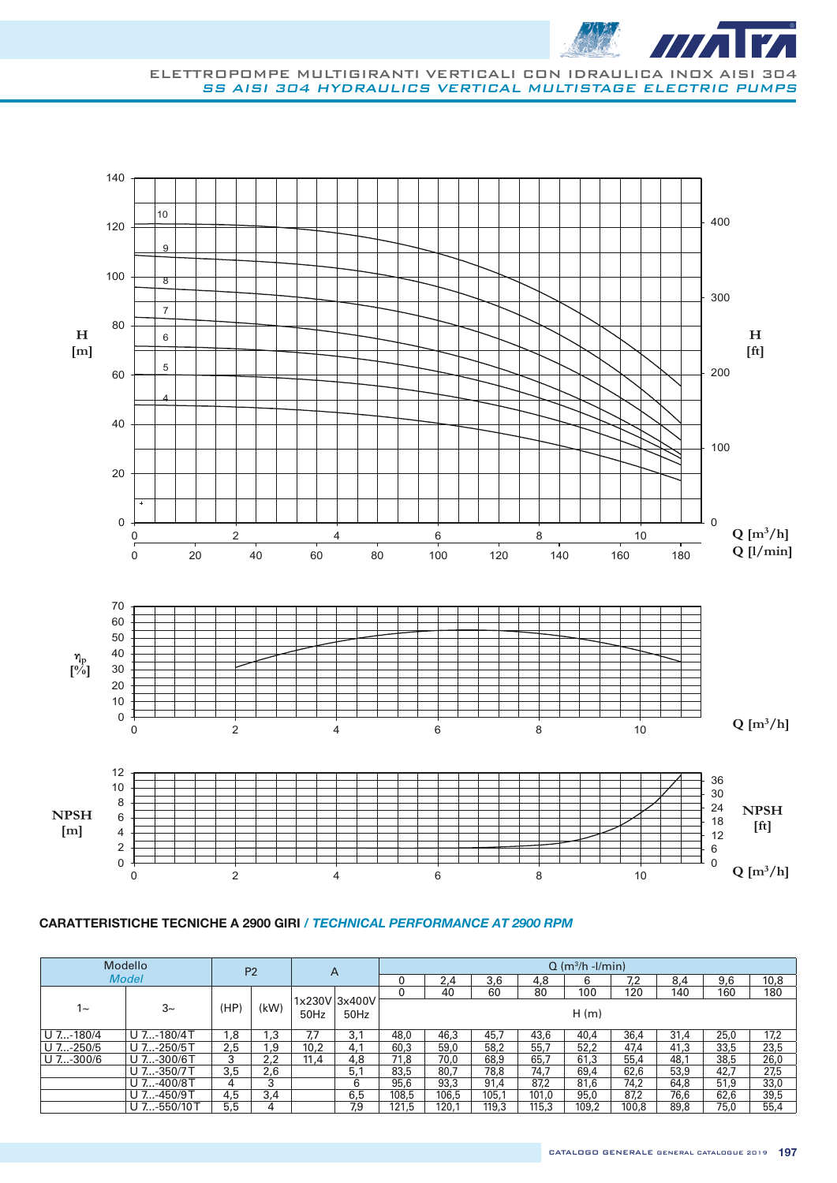ELETTROPOMPE MULTIGIRANTI VERTICALI CON IDRAULICA INOX AISI 304
*SS AISI 304 HYDRAULICS VERTICAL MULTISTAGE ELECTRIC PUMPS*

**CARATTERISTICHE TECNICHE A 2900 GIRI** / *TECHNICAL PERFORMANCE AT 2900 RPM*

| Modello *Model* | | P2 | | A | | Q ($m^3$/h -l/min) | | | | | | | | | |
|---|---|---|---|---|---|---|---|---|---|---|---|---|---|---|---|
| | | | | | | 0 | 2,4 | 3,6 | 4,8 | 6 | 7,2 | 8,4 | 9,6 | 10,8 |
| | | | | | | 0 | 40 | 60 | 80 | 100 | 120 | 140 | 160 | 180 |
| 1~ | 3~ | (HP) | (kW) | 1x230V 50Hz | 3x400V 50Hz | H (m) | | | | | | | | |
| U 7...-180/4 | U 7...-180/4T | 1,8 | 1,3 | 7,7 | 3,1 | 48,0 | 46,3 | 45,7 | 43,6 | 40,4 | 36,4 | 31,4 | 25,0 | 17,2 |
| U 7...-250/5 | U 7...-250/5T | 2,5 | 1,9 | 10,2 | 4,1 | 60,3 | 59,0 | 58,2 | 55,7 | 52,2 | 47,4 | 41,3 | 33,5 | 23,5 |
| U 7...-300/6 | U 7...-300/6T | 3 | 2,2 | 11,4 | 4,8 | 71,8 | 70,0 | 68,9 | 65,7 | 61,3 | 55,4 | 48,1 | 38,5 | 26,0 |
| | U 7...-350/7T | 3,5 | 2,6 | | 5,1 | 83,5 | 80,7 | 78,8 | 74,7 | 69,4 | 62,6 | 53,9 | 42,7 | 27,5 |
| | U 7...-400/8T | 4 | 3 | | 6 | 95,6 | 93,3 | 91,4 | 87,2 | 81,6 | 74,2 | 64,8 | 51,9 | 33,0 |
| | U 7...-450/9T | 4,5 | 3,4 | | 6,5 | 108,5 | 106,5 | 105,1 | 101,0 | 95,0 | 87,2 | 76,6 | 62,6 | 39,5 |
| | U 7...-550/10T | 5,5 | 4 | | 7,9 | 121,5 | 120,1 | 119,3 | 115,3 | 109,2 | 100,8 | 89,8 | 75,0 | 55,4 |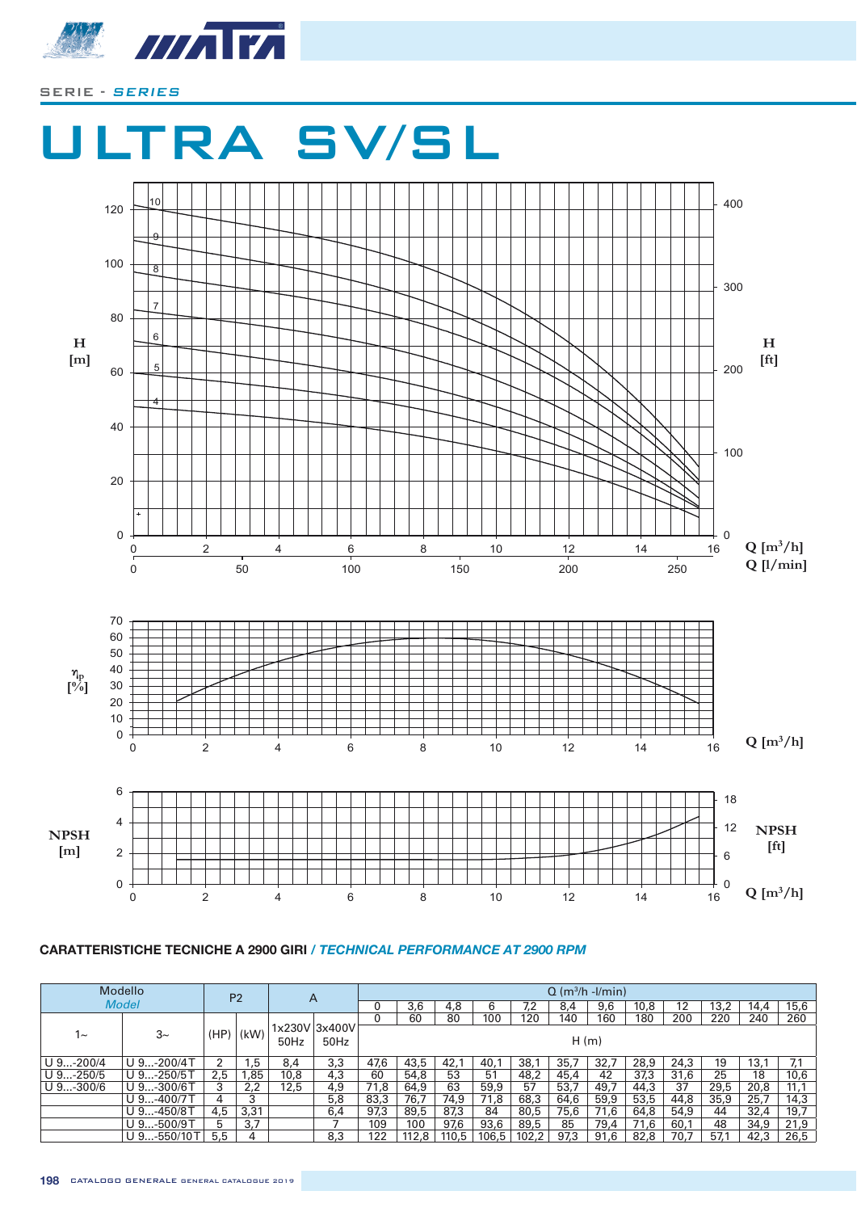SERIE - *SERIES*

# ULTRA SV/SL

### CARATTERISTICHE TECNICHE A 2900 GIRI / *TECHNICAL PERFORMANCE AT 2900 RPM*

| Modello *Model* | | P2 | | A | | Q ($m^3$/h -l/min) | | | | | | | | | | | | | |
|---|---|---|---|---|---|---|---|---|---|---|---|---|---|---|---|---|---|---|---|
| | | | | | | 0 | 3,6 | 4,8 | 6 | 7,2 | 8,4 | 9,6 | 10,8 | 12 | 13,2 | 14,4 | 15,6 |
| | | | | | | 0 | 60 | 80 | 100 | 120 | 140 | 160 | 180 | 200 | 220 | 240 | 260 |
| 1~ | 3~ | (HP) | (kW) | 1x230V 50Hz | 3x400V 50Hz | H (m) | | | | | | | | | | | |
| U 9...-200/4 | U 9...-200/4T | 2 | 1,5 | 8,4 | 3,3 | 47,6 | 43,5 | 42,1 | 40,1 | 38,1 | 35,7 | 32,7 | 28,9 | 24,3 | 19 | 13,1 | 7,1 |
| U 9...-250/5 | U 9...-250/5T | 2,5 | 1,85 | 10,8 | 4,3 | 60 | 54,8 | 53 | 51 | 48,2 | 45,4 | 42 | 37,3 | 31,6 | 25 | 18 | 10,6 |
| U 9...-300/6 | U 9...-300/6T | 3 | 2,2 | 12,5 | 4,9 | 71,8 | 64,9 | 63 | 59,9 | 57 | 53,7 | 49,7 | 44,3 | 37 | 29,5 | 20,8 | 11,1 |
| | U 9...-400/7T | 4 | 3 | | 5,8 | 83,3 | 76,7 | 74,9 | 71,8 | 68,3 | 64,6 | 59,9 | 53,5 | 44,8 | 35,9 | 25,7 | 14,3 |
| | U 9...-450/8T | 4,5 | 3,31 | | 6,4 | 97,3 | 89,5 | 87,3 | 84 | 80,5 | 75,6 | 71,6 | 64,8 | 54,9 | 44 | 32,4 | 19,7 |
| | U 9...-500/9T | 5 | 3,7 | | 7 | 109 | 100 | 97,6 | 93,6 | 89,5 | 85 | 79,4 | 71,6 | 60,1 | 48 | 34,9 | 21,9 |
| | U 9...-550/10T | 5,5 | 4 | | 8,3 | 122 | 112,8 | 110,5 | 106,5 | 102,2 | 97,3 | 91,6 | 82,8 | 70,7 | 57,1 | 42,3 | 26,5 |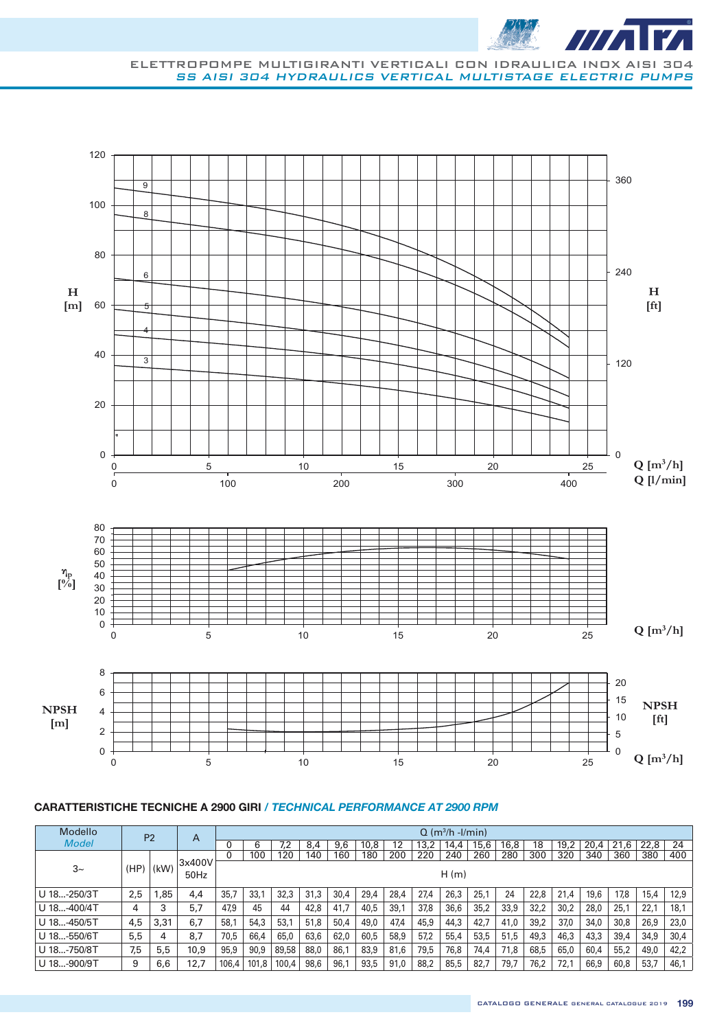ELETTROPOMPE MULTIGIRANTI VERTICALI CON IDRAULICA INOX AISI 304

*SS AISI 304 HYDRAULICS VERTICAL MULTISTAGE ELECTRIC PUMPS*

## CARATTERISTICHE TECNICHE A 2900 GIRI / *TECHNICAL PERFORMANCE AT 2900 RPM*

| Modello *Model* | P2 | | A | Q ($m^3/h$ -l/min) | | | | | | | | | | | | | | | | |
|---|---|---|---|---|---|---|---|---|---|---|---|---|---|---|---|---|---|---|---|---|
| | | | | 0 | 6 | 7,2 | 8,4 | 9,6 | 10,8 | 12 | 13,2 | 14,4 | 15,6 | 16,8 | 18 | 19,2 | 20,4 | 21,6 | 22,8 | 24 |
| | | | | 0 | 100 | 120 | 140 | 160 | 180 | 200 | 220 | 240 | 260 | 280 | 300 | 320 | 340 | 360 | 380 | 400 |
| 3~ | (HP) | (kW) | 3x400V 50Hz | H (m) | | | | | | | | | | | | | | | | |
| U 18...-250/3T | 2,5 | 1,85 | 4,4 | 35,7 | 33,1 | 32,3 | 31,3 | 30,4 | 29,4 | 28,4 | 27,4 | 26,3 | 25,1 | 24 | 22,8 | 21,4 | 19,6 | 17,8 | 15,4 | 12,9 |
| U 18...-400/4T | 4 | 3 | 5,7 | 47,9 | 45 | 44 | 42,8 | 41,7 | 40,5 | 39,1 | 37,8 | 36,6 | 35,2 | 33,9 | 32,2 | 30,2 | 28,0 | 25,1 | 22,1 | 18,1 |
| U 18...-450/5T | 4,5 | 3,31 | 6,7 | 58,1 | 54,3 | 53,1 | 51,8 | 50,4 | 49,0 | 47,4 | 45,9 | 44,3 | 42,7 | 41,0 | 39,2 | 37,0 | 34,0 | 30,8 | 26,9 | 23,0 |
| U 18...-550/6T | 5,5 | 4 | 8,7 | 70,5 | 66,4 | 65,0 | 63,6 | 62,0 | 60,5 | 58,9 | 57,2 | 55,4 | 53,5 | 51,5 | 49,3 | 46,3 | 43,3 | 39,4 | 34,9 | 30,4 |
| U 18...-750/8T | 7,5 | 5,5 | 10,9 | 95,9 | 90,9 | 89,58 | 88,0 | 86,1 | 83,9 | 81,6 | 79,5 | 76,8 | 74,4 | 71,8 | 68,5 | 65,0 | 60,4 | 55,2 | 49,0 | 42,2 |
| U 18...-900/9T | 9 | 6,6 | 12,7 | 106,4 | 101,8 | 100,4 | 98,6 | 96,1 | 93,5 | 91,0 | 88,2 | 85,5 | 82,7 | 79,7 | 76,2 | 72,1 | 66,9 | 60,8 | 53,7 | 46,1 |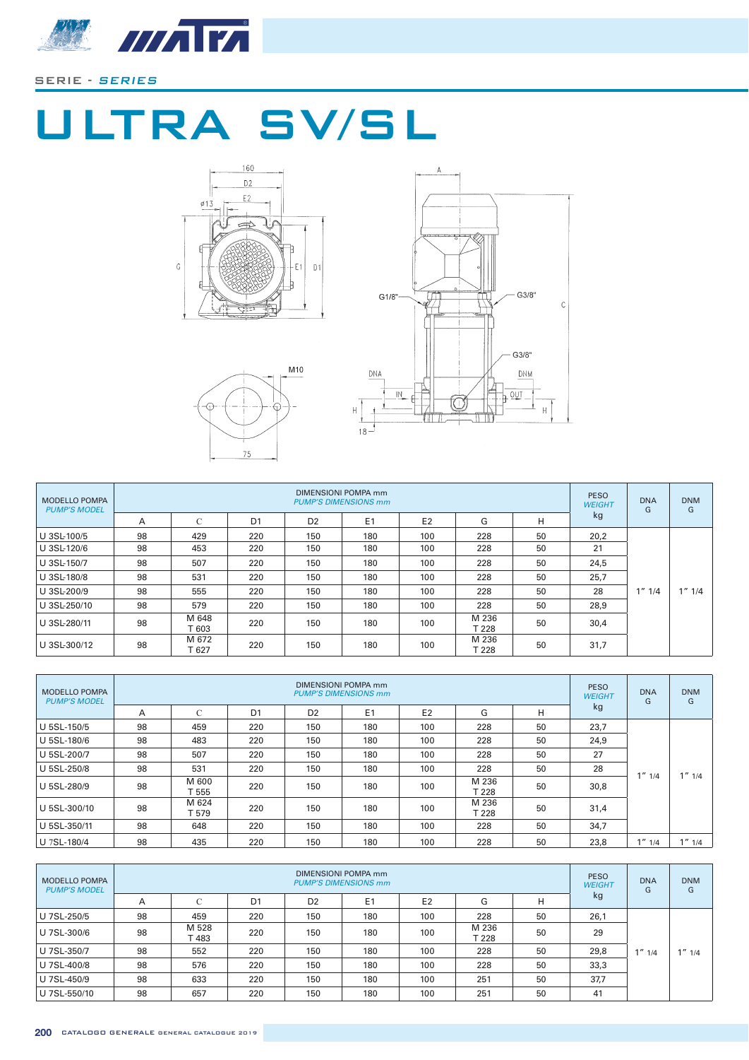SERIE - *SERIES*

# ULTRA SV/SL

| MODELLO POMPA *PUMP'S MODEL* | DIMENSIONI POMPA mm *PUMP'S DIMENSIONS mm* | | | | | | | | PESO *WEIGHT* kg | DNA G | DNM G |
|---|---|---|---|---|---|---|---|---|---|---|---|
| | A | C | D1 | D2 | E1 | E2 | G | H | | | |
| U 3SL-100/5 | 98 | 429 | 220 | 150 | 180 | 100 | 228 | 50 | 20,2 | 1" 1/4 | 1" 1/4 |
| U 3SL-120/6 | 98 | 453 | 220 | 150 | 180 | 100 | 228 | 50 | 21 | | |
| U 3SL-150/7 | 98 | 507 | 220 | 150 | 180 | 100 | 228 | 50 | 24,5 | | |
| U 3SL-180/8 | 98 | 531 | 220 | 150 | 180 | 100 | 228 | 50 | 25,7 | | |
| U 3SL-200/9 | 98 | 555 | 220 | 150 | 180 | 100 | 228 | 50 | 28 | | |
| U 3SL-250/10 | 98 | 579 | 220 | 150 | 180 | 100 | 228 | 50 | 28,9 | | |
| U 3SL-280/11 | 98 | M 648 T 603 | 220 | 150 | 180 | 100 | M 236 T 228 | 50 | 30,4 | | |
| U 3SL-300/12 | 98 | M 672 T 627 | 220 | 150 | 180 | 100 | M 236 T 228 | 50 | 31,7 | | |

| MODELLO POMPA *PUMP'S MODEL* | DIMENSIONI POMPA mm *PUMP'S DIMENSIONS mm* | | | | | | | | PESO *WEIGHT* kg | DNA G | DNM G |
|---|---|---|---|---|---|---|---|---|---|---|---|
| | A | C | D1 | D2 | E1 | E2 | G | H | | | |
| U 5SL-150/5 | 98 | 459 | 220 | 150 | 180 | 100 | 228 | 50 | 23,7 | 1" 1/4 | 1" 1/4 |
| U 5SL-180/6 | 98 | 483 | 220 | 150 | 180 | 100 | 228 | 50 | 24,9 | | |
| U 5SL-200/7 | 98 | 507 | 220 | 150 | 180 | 100 | 228 | 50 | 27 | | |
| U 5SL-250/8 | 98 | 531 | 220 | 150 | 180 | 100 | 228 | 50 | 28 | | |
| U 5SL-280/9 | 98 | M 600 T 555 | 220 | 150 | 180 | 100 | M 236 T 228 | 50 | 30,8 | | |
| U 5SL-300/10 | 98 | M 624 T 579 | 220 | 150 | 180 | 100 | M 236 T 228 | 50 | 31,4 | | |
| U 5SL-350/11 | 98 | 648 | 220 | 150 | 180 | 100 | 228 | 50 | 34,7 | | |
| U 7SL-180/4 | 98 | 435 | 220 | 150 | 180 | 100 | 228 | 50 | 23,8 | 1" 1/4 | 1" 1/4 |

| MODELLO POMPA *PUMP'S MODEL* | DIMENSIONI POMPA mm *PUMP'S DIMENSIONS mm* | | | | | | | | PESO *WEIGHT* kg | DNA G | DNM G |
|---|---|---|---|---|---|---|---|---|---|---|---|
| | A | C | D1 | D2 | E1 | E2 | G | H | | | |
| U 7SL-250/5 | 98 | 459 | 220 | 150 | 180 | 100 | 228 | 50 | 26,1 | 1" 1/4 | 1" 1/4 |
| U 7SL-300/6 | 98 | M 528 T 483 | 220 | 150 | 180 | 100 | M 236 T 228 | 50 | 29 | | |
| U 7SL-350/7 | 98 | 552 | 220 | 150 | 180 | 100 | 228 | 50 | 29,8 | | |
| U 7SL-400/8 | 98 | 576 | 220 | 150 | 180 | 100 | 228 | 50 | 33,3 | | |
| U 7SL-450/9 | 98 | 633 | 220 | 150 | 180 | 100 | 251 | 50 | 37,7 | | |
| U 7SL-550/10 | 98 | 657 | 220 | 150 | 180 | 100 | 251 | 50 | 41 | | |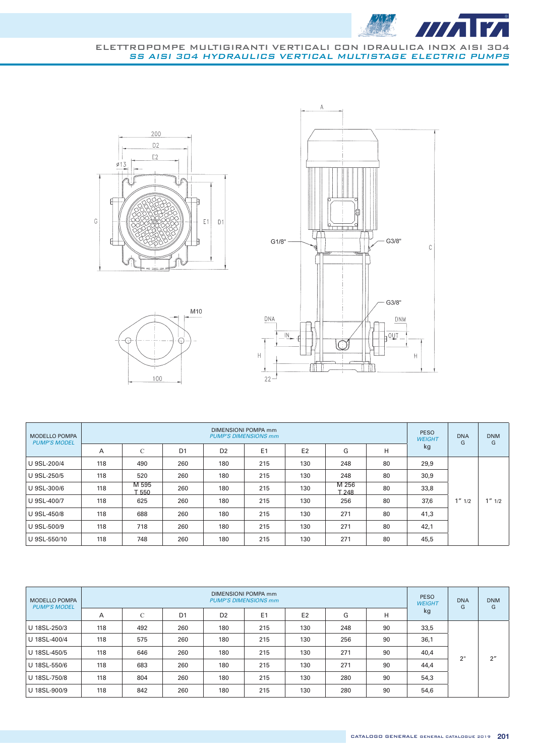# ELETTROPOMPE MULTIGIRANTI VERTICALI CON IDRAULICA INOX AISI 304

## *SS AISI 304 HYDRAULICS VERTICAL MULTISTAGE ELECTRIC PUMPS*

| MODELLO POMPA *PUMP'S MODEL* | DIMENSIONI POMPA mm *PUMP'S DIMENSIONS mm* | | | | | | | | PESO *WEIGHT* kg | DNA G | DNM G |
|---|---|---|---|---|---|---|---|---|---|---|---|
| | A | C | D1 | D2 | E1 | E2 | G | H | | | |
| U 9SL-200/4 | 118 | 490 | 260 | 180 | 215 | 130 | 248 | 80 | 29,9 | 1″ 1/2 | 1″ 1/2 |
| U 9SL-250/5 | 118 | 520 | 260 | 180 | 215 | 130 | 248 | 80 | 30,9 | | |
| U 9SL-300/6 | 118 | M 595 T 550 | 260 | 180 | 215 | 130 | M 256 T 248 | 80 | 33,8 | | |
| U 9SL-400/7 | 118 | 625 | 260 | 180 | 215 | 130 | 256 | 80 | 37,6 | | |
| U 9SL-450/8 | 118 | 688 | 260 | 180 | 215 | 130 | 271 | 80 | 41,3 | | |
| U 9SL-500/9 | 118 | 718 | 260 | 180 | 215 | 130 | 271 | 80 | 42,1 | | |
| U 9SL-550/10 | 118 | 748 | 260 | 180 | 215 | 130 | 271 | 80 | 45,5 | | |

| MODELLO POMPA *PUMP'S MODEL* | DIMENSIONI POMPA mm *PUMP'S DIMENSIONS mm* | | | | | | | | PESO *WEIGHT* kg | DNA G | DNM G |
|---|---|---|---|---|---|---|---|---|---|---|---|
| | A | C | D1 | D2 | E1 | E2 | G | H | | | |
| U 18SL-250/3 | 118 | 492 | 260 | 180 | 215 | 130 | 248 | 90 | 33,5 | 2" | 2″ |
| U 18SL-400/4 | 118 | 575 | 260 | 180 | 215 | 130 | 256 | 90 | 36,1 | | |
| U 18SL-450/5 | 118 | 646 | 260 | 180 | 215 | 130 | 271 | 90 | 40,4 | | |
| U 18SL-550/6 | 118 | 683 | 260 | 180 | 215 | 130 | 271 | 90 | 44,4 | | |
| U 18SL-750/8 | 118 | 804 | 260 | 180 | 215 | 130 | 280 | 90 | 54,3 | | |
| U 18SL-900/9 | 118 | 842 | 260 | 180 | 215 | 130 | 280 | 90 | 54,6 | | |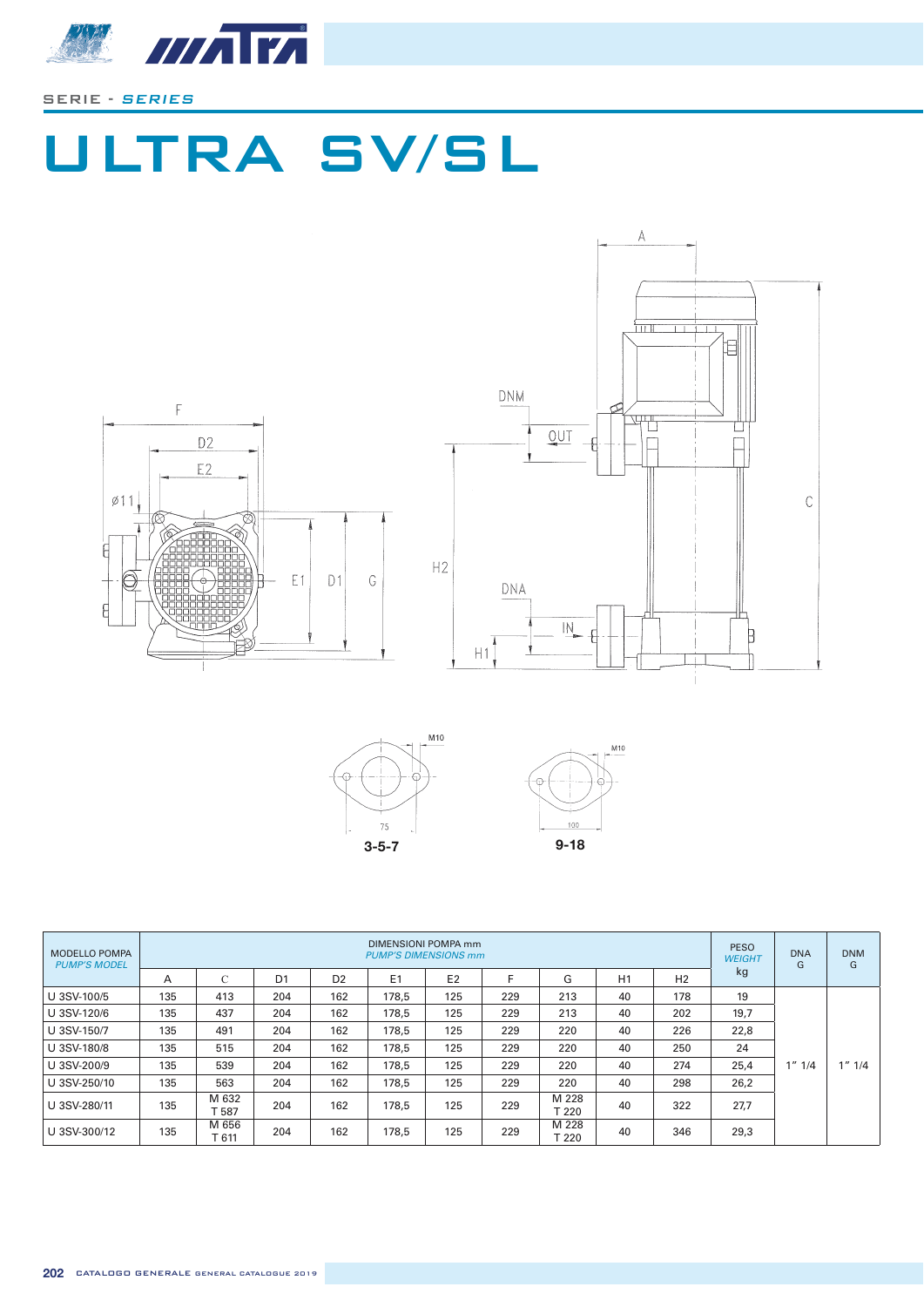SERIE - *SERIES*

# ULTRA SV/SL

3-5-7

9-18

| MODELLO POMPA *PUMP'S MODEL* | DIMENSIONI POMPA mm *PUMP'S DIMENSIONS mm* | | | | | | | | | | PESO *WEIGHT* kg | DNA G | DNM G |
|---|---|---|---|---|---|---|---|---|---|---|---|---|---|
| | A | C | D1 | D2 | E1 | E2 | F | G | H1 | H2 | | | |
| U 3SV-100/5 | 135 | 413 | 204 | 162 | 178,5 | 125 | 229 | 213 | 40 | 178 | 19 | 1" 1/4 | 1" 1/4 |
| U 3SV-120/6 | 135 | 437 | 204 | 162 | 178,5 | 125 | 229 | 213 | 40 | 202 | 19,7 | 1" 1/4 | 1" 1/4 |
| U 3SV-150/7 | 135 | 491 | 204 | 162 | 178,5 | 125 | 229 | 220 | 40 | 226 | 22,8 | 1" 1/4 | 1" 1/4 |
| U 3SV-180/8 | 135 | 515 | 204 | 162 | 178,5 | 125 | 229 | 220 | 40 | 250 | 24 | 1" 1/4 | 1" 1/4 |
| U 3SV-200/9 | 135 | 539 | 204 | 162 | 178,5 | 125 | 229 | 220 | 40 | 274 | 25,4 | 1" 1/4 | 1" 1/4 |
| U 3SV-250/10 | 135 | 563 | 204 | 162 | 178,5 | 125 | 229 | 220 | 40 | 298 | 26,2 | 1" 1/4 | 1" 1/4 |
| U 3SV-280/11 | 135 | M 632 T 587 | 204 | 162 | 178,5 | 125 | 229 | M 228 T 220 | 40 | 322 | 27,7 | 1" 1/4 | 1" 1/4 |
| U 3SV-300/12 | 135 | M 656 T 611 | 204 | 162 | 178,5 | 125 | 229 | M 228 T 220 | 40 | 346 | 29,3 | 1" 1/4 | 1" 1/4 |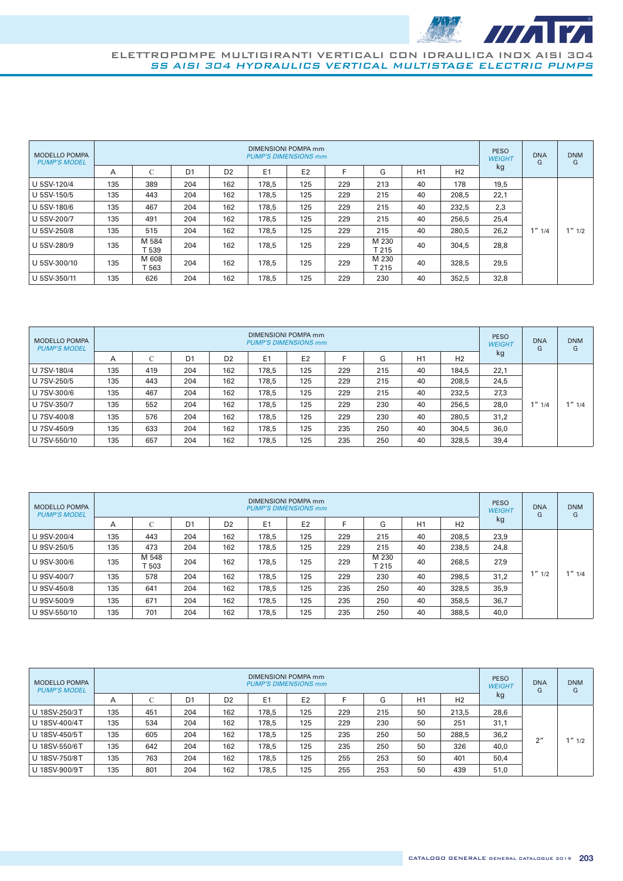# ELETTROPOMPE MULTIGIRANTI VERTICALI CON IDRAULICA INOX AISI 304

*SS AISI 304 HYDRAULICS VERTICAL MULTISTAGE ELECTRIC PUMPS*

| MODELLO POMPA *PUMP'S MODEL* | DIMENSIONI POMPA mm *PUMP'S DIMENSIONS mm* | | | | | | | | | | PESO *WEIGHT* kg | DNA G | DNM G |
|---|---|---|---|---|---|---|---|---|---|---|---|---|---|
| | A | C | D1 | D2 | E1 | E2 | F | G | H1 | H2 | | | |
| U 5SV-120/4 | 135 | 389 | 204 | 162 | 178,5 | 125 | 229 | 213 | 40 | 178 | 19,5 | 1" 1/4 | 1" 1/2 |
| U 5SV-150/5 | 135 | 443 | 204 | 162 | 178,5 | 125 | 229 | 215 | 40 | 208,5 | 22,1 | | |
| U 5SV-180/6 | 135 | 467 | 204 | 162 | 178,5 | 125 | 229 | 215 | 40 | 232,5 | 2,3 | | |
| U 5SV-200/7 | 135 | 491 | 204 | 162 | 178,5 | 125 | 229 | 215 | 40 | 256,5 | 25,4 | | |
| U 5SV-250/8 | 135 | 515 | 204 | 162 | 178,5 | 125 | 229 | 215 | 40 | 280,5 | 26,2 | | |
| U 5SV-280/9 | 135 | M 584 T 539 | 204 | 162 | 178,5 | 125 | 229 | M 230 T 215 | 40 | 304,5 | 28,8 | | |
| U 5SV-300/10 | 135 | M 608 T 563 | 204 | 162 | 178,5 | 125 | 229 | M 230 T 215 | 40 | 328,5 | 29,5 | | |
| U 5SV-350/11 | 135 | 626 | 204 | 162 | 178,5 | 125 | 229 | 230 | 40 | 352,5 | 32,8 | | |

| MODELLO POMPA *PUMP'S MODEL* | DIMENSIONI POMPA mm *PUMP'S DIMENSIONS mm* | | | | | | | | | | PESO *WEIGHT* kg | DNA G | DNM G |
|---|---|---|---|---|---|---|---|---|---|---|---|---|---|
| | A | C | D1 | D2 | E1 | E2 | F | G | H1 | H2 | | | |
| U 7SV-180/4 | 135 | 419 | 204 | 162 | 178,5 | 125 | 229 | 215 | 40 | 184,5 | 22,1 | 1" 1/4 | 1" 1/4 |
| U 7SV-250/5 | 135 | 443 | 204 | 162 | 178,5 | 125 | 229 | 215 | 40 | 208,5 | 24,5 | | |
| U 7SV-300/6 | 135 | 467 | 204 | 162 | 178,5 | 125 | 229 | 215 | 40 | 232,5 | 27,3 | | |
| U 7SV-350/7 | 135 | 552 | 204 | 162 | 178,5 | 125 | 229 | 230 | 40 | 256,5 | 28,0 | | |
| U 7SV-400/8 | 135 | 576 | 204 | 162 | 178,5 | 125 | 229 | 230 | 40 | 280,5 | 31,2 | | |
| U 7SV-450/9 | 135 | 633 | 204 | 162 | 178,5 | 125 | 235 | 250 | 40 | 304,5 | 36,0 | | |
| U 7SV-550/10 | 135 | 657 | 204 | 162 | 178,5 | 125 | 235 | 250 | 40 | 328,5 | 39,4 | | |

| MODELLO POMPA *PUMP'S MODEL* | DIMENSIONI POMPA mm *PUMP'S DIMENSIONS mm* | | | | | | | | | | PESO *WEIGHT* kg | DNA G | DNM G |
|---|---|---|---|---|---|---|---|---|---|---|---|---|---|
| | A | C | D1 | D2 | E1 | E2 | F | G | H1 | H2 | | | |
| U 9SV-200/4 | 135 | 443 | 204 | 162 | 178,5 | 125 | 229 | 215 | 40 | 208,5 | 23,9 | 1" 1/2 | 1" 1/4 |
| U 9SV-250/5 | 135 | 473 | 204 | 162 | 178,5 | 125 | 229 | 215 | 40 | 238,5 | 24,8 | | |
| U 9SV-300/6 | 135 | M 548 T 503 | 204 | 162 | 178,5 | 125 | 229 | M 230 T 215 | 40 | 268,5 | 27,9 | | |
| U 9SV-400/7 | 135 | 578 | 204 | 162 | 178,5 | 125 | 229 | 230 | 40 | 298,5 | 31,2 | | |
| U 9SV-450/8 | 135 | 641 | 204 | 162 | 178,5 | 125 | 235 | 250 | 40 | 328,5 | 35,9 | | |
| U 9SV-500/9 | 135 | 671 | 204 | 162 | 178,5 | 125 | 235 | 250 | 40 | 358,5 | 36,7 | | |
| U 9SV-550/10 | 135 | 701 | 204 | 162 | 178,5 | 125 | 235 | 250 | 40 | 388,5 | 40,0 | | |

| MODELLO POMPA *PUMP'S MODEL* | DIMENSIONI POMPA mm *PUMP'S DIMENSIONS mm* | | | | | | | | | | PESO *WEIGHT* kg | DNA G | DNM G |
|---|---|---|---|---|---|---|---|---|---|---|---|---|---|
| | A | C | D1 | D2 | E1 | E2 | F | G | H1 | H2 | | | |
| U 18SV-250/3T | 135 | 451 | 204 | 162 | 178,5 | 125 | 229 | 215 | 50 | 213,5 | 28,6 | 2" | 1" 1/2 |
| U 18SV-400/4T | 135 | 534 | 204 | 162 | 178,5 | 125 | 229 | 230 | 50 | 251 | 31,1 | | |
| U 18SV-450/5T | 135 | 605 | 204 | 162 | 178,5 | 125 | 235 | 250 | 50 | 288,5 | 36,2 | | |
| U 18SV-550/6T | 135 | 642 | 204 | 162 | 178,5 | 125 | 235 | 250 | 50 | 326 | 40,0 | | |
| U 18SV-750/8T | 135 | 763 | 204 | 162 | 178,5 | 125 | 255 | 253 | 50 | 401 | 50,4 | | |
| U 18SV-900/9T | 135 | 801 | 204 | 162 | 178,5 | 125 | 255 | 253 | 50 | 439 | 51,0 | | |